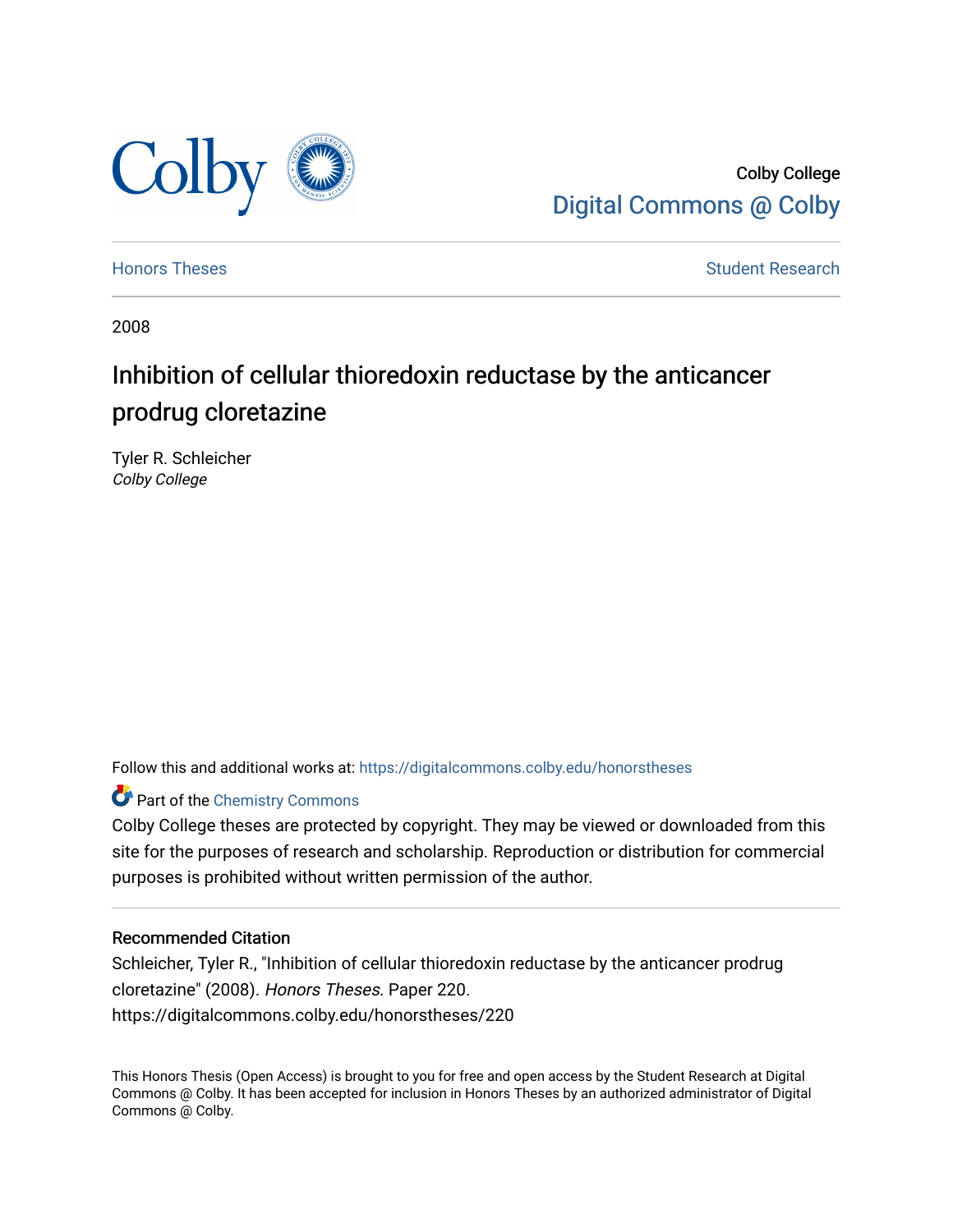Colby College
Digital Commons @ Colby

Honors Theses | Student Research

2008

# Inhibition of cellular thioredoxin reductase by the anticancer prodrug cloretazine

Tyler R. Schleicher
*Colby College*

Follow this and additional works at: https://digitalcommons.colby.edu/honorstheses

Part of the Chemistry Commons

Colby College theses are protected by copyright. They may be viewed or downloaded from this site for the purposes of research and scholarship. Reproduction or distribution for commercial purposes is prohibited without written permission of the author.

## Recommended Citation

Schleicher, Tyler R., "Inhibition of cellular thioredoxin reductase by the anticancer prodrug cloretazine" (2008). *Honors Theses.* Paper 220.
https://digitalcommons.colby.edu/honorstheses/220

This Honors Thesis (Open Access) is brought to you for free and open access by the Student Research at Digital Commons @ Colby. It has been accepted for inclusion in Honors Theses by an authorized administrator of Digital Commons @ Colby.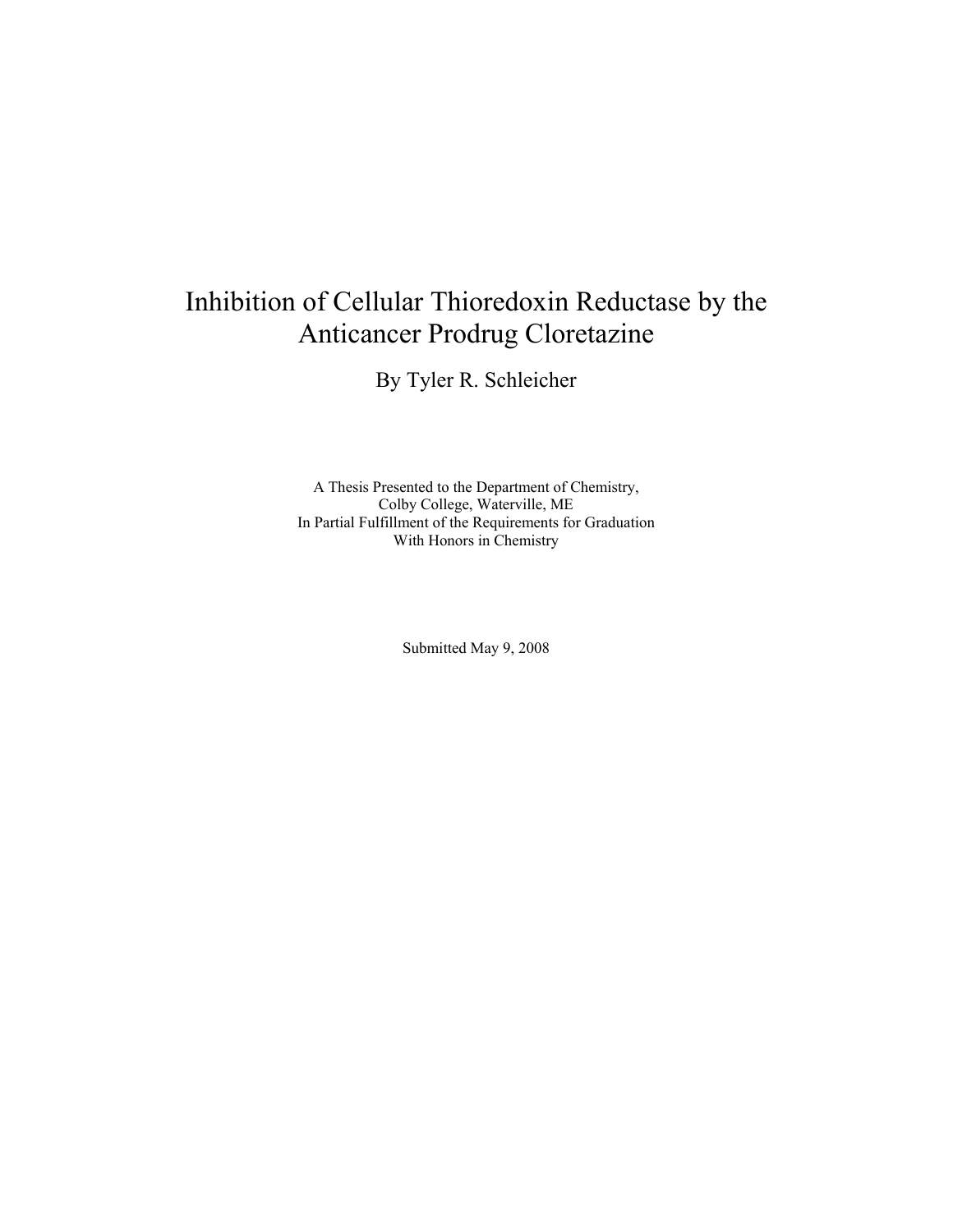# Inhibition of Cellular Thioredoxin Reductase by the Anticancer Prodrug Cloretazine

By Tyler R. Schleicher

A Thesis Presented to the Department of Chemistry,
Colby College, Waterville, ME
In Partial Fulfillment of the Requirements for Graduation
With Honors in Chemistry

Submitted May 9, 2008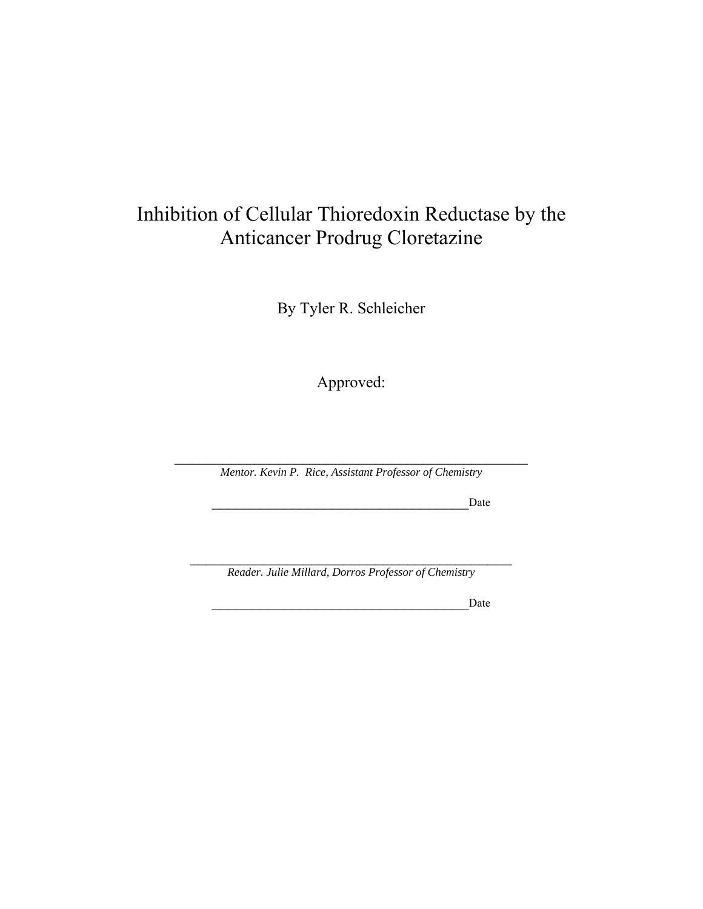# Inhibition of Cellular Thioredoxin Reductase by the Anticancer Prodrug Cloretazine

By Tyler R. Schleicher

Approved:

\_\_\_\_\_\_\_\_\_\_\_\_\_\_\_\_\_\_\_\_\_\_\_\_\_\_\_\_\_\_\_\_\_\_\_\_\_\_\_\_\_\_\_\_\_\_\_\_\_\_\_\_\_\_\_\_\_\_

*Mentor. Kevin P. Rice, Assistant Professor of Chemistry*

\_\_\_\_\_\_\_\_\_\_\_\_\_\_\_\_\_\_\_\_\_\_\_\_\_\_\_\_\_\_\_\_\_\_\_\_\_\_\_\_\_\_Date

\_\_\_\_\_\_\_\_\_\_\_\_\_\_\_\_\_\_\_\_\_\_\_\_\_\_\_\_\_\_\_\_\_\_\_\_\_\_\_\_\_\_\_\_\_\_\_\_\_\_\_

*Reader. Julie Millard, Dorros Professor of Chemistry*

\_\_\_\_\_\_\_\_\_\_\_\_\_\_\_\_\_\_\_\_\_\_\_\_\_\_\_\_\_\_\_\_\_\_\_\_\_\_\_\_\_\_Date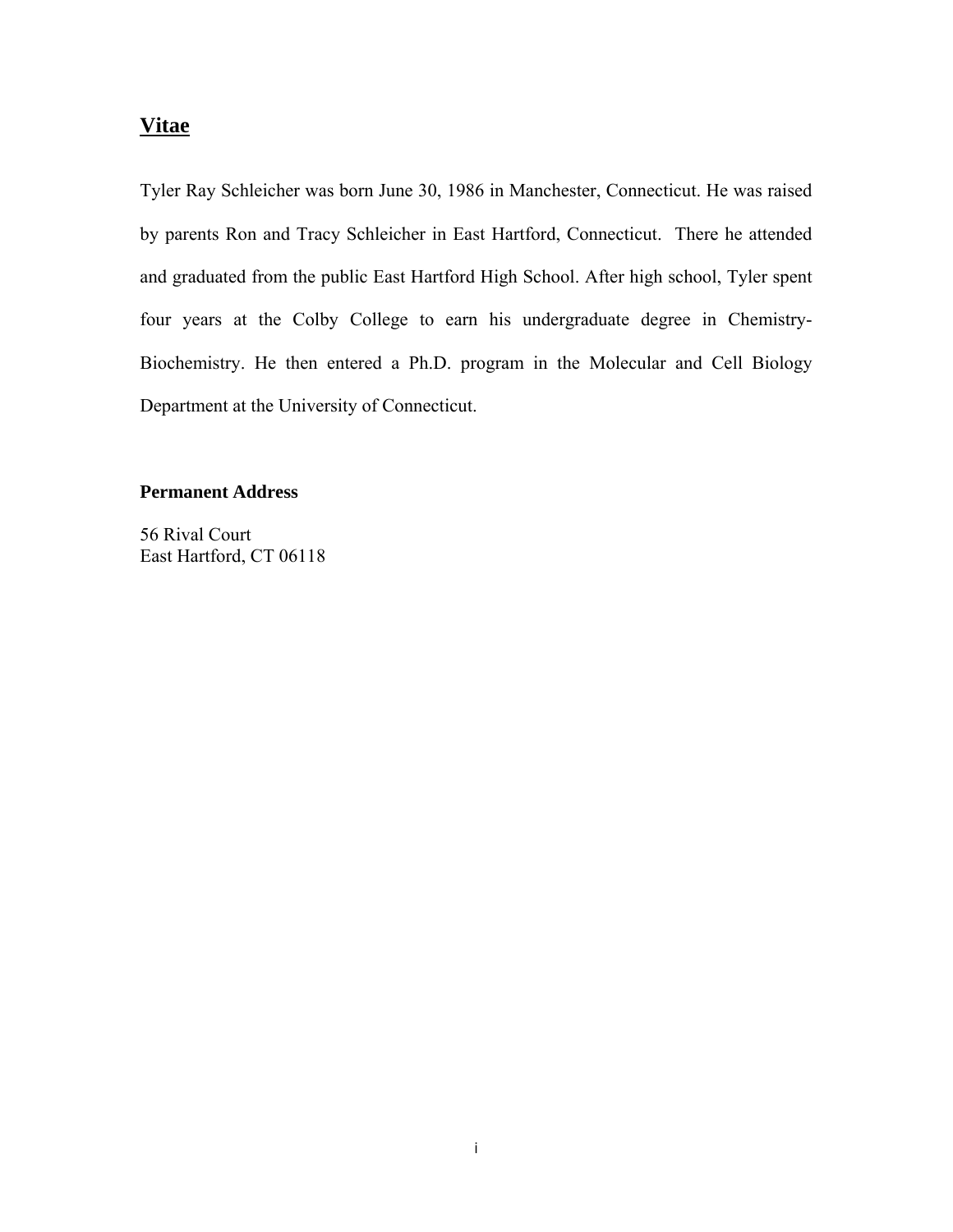## Vitae

Tyler Ray Schleicher was born June 30, 1986 in Manchester, Connecticut. He was raised by parents Ron and Tracy Schleicher in East Hartford, Connecticut. There he attended and graduated from the public East Hartford High School. After high school, Tyler spent four years at the Colby College to earn his undergraduate degree in Chemistry-Biochemistry. He then entered a Ph.D. program in the Molecular and Cell Biology Department at the University of Connecticut.

**Permanent Address**

56 Rival Court
East Hartford, CT 06118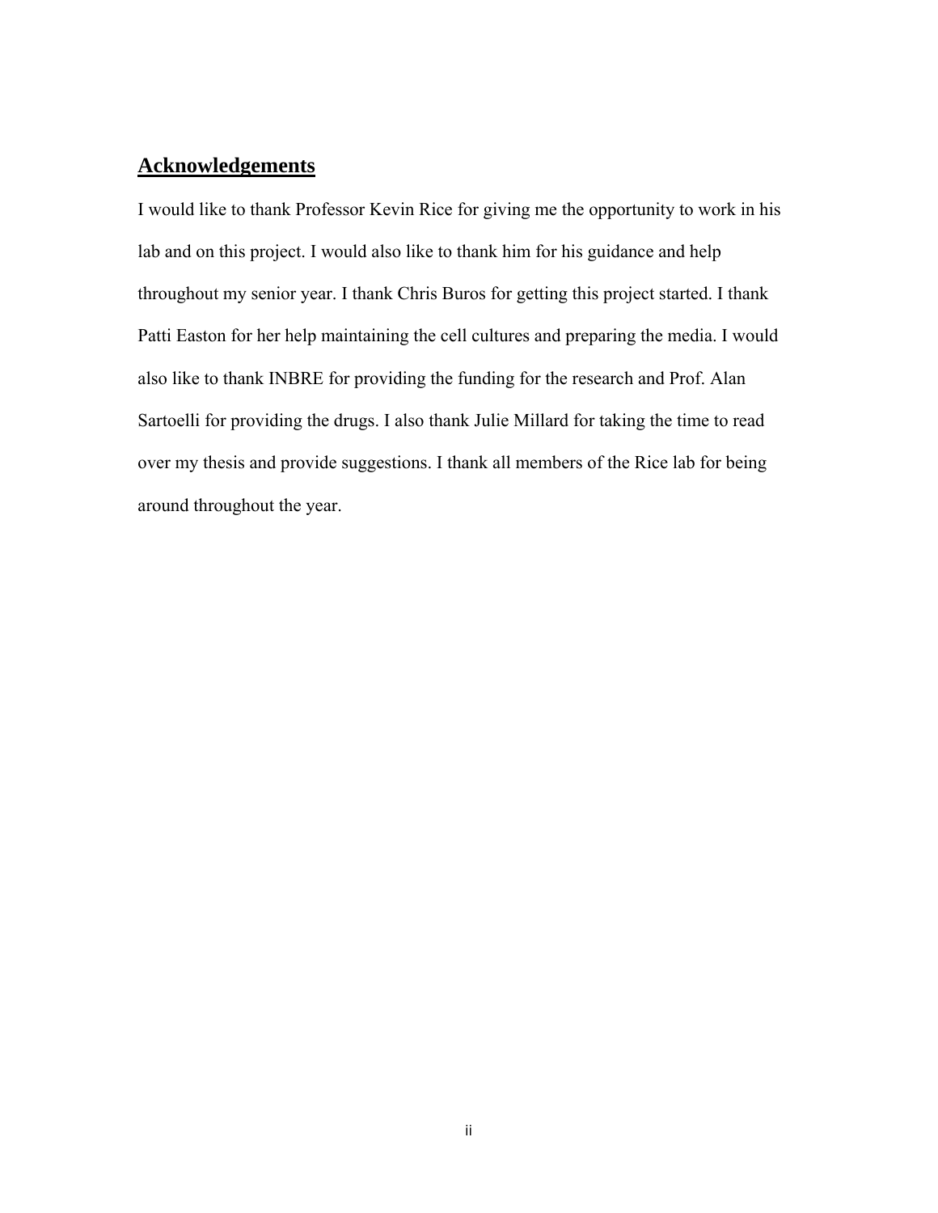## Acknowledgements

I would like to thank Professor Kevin Rice for giving me the opportunity to work in his lab and on this project. I would also like to thank him for his guidance and help throughout my senior year. I thank Chris Buros for getting this project started. I thank Patti Easton for her help maintaining the cell cultures and preparing the media. I would also like to thank INBRE for providing the funding for the research and Prof. Alan Sartoelli for providing the drugs. I also thank Julie Millard for taking the time to read over my thesis and provide suggestions. I thank all members of the Rice lab for being around throughout the year.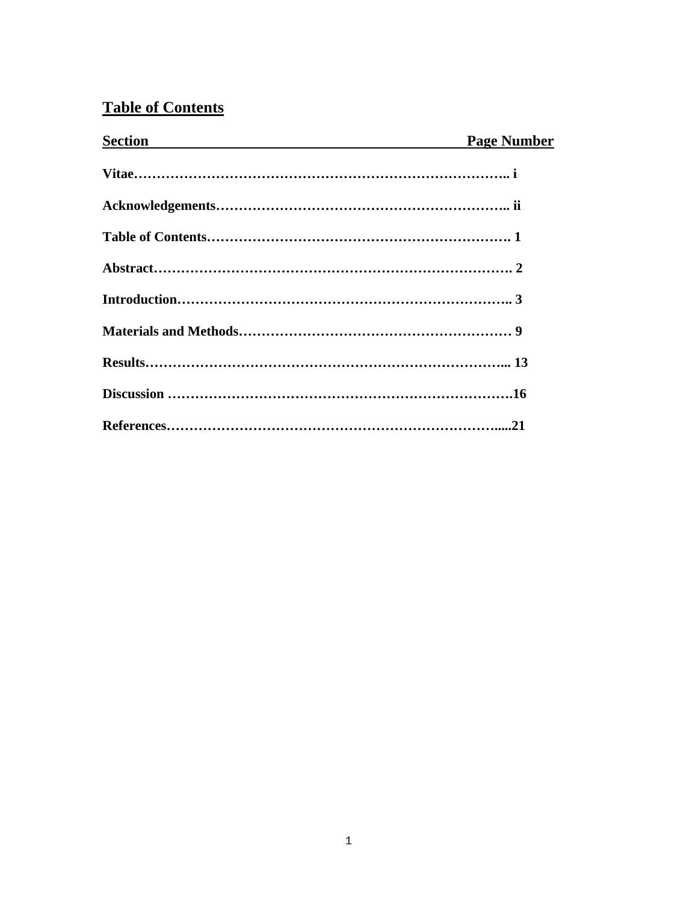## Table of Contents

| Section | Page Number |
|---|---|
| **Vitae** | **i** |
| **Acknowledgements** | **ii** |
| **Table of Contents** | **1** |
| **Abstract** | **2** |
| **Introduction** | **3** |
| **Materials and Methods** | **9** |
| **Results** | **13** |
| **Discussion** | **16** |
| **References** | **21** |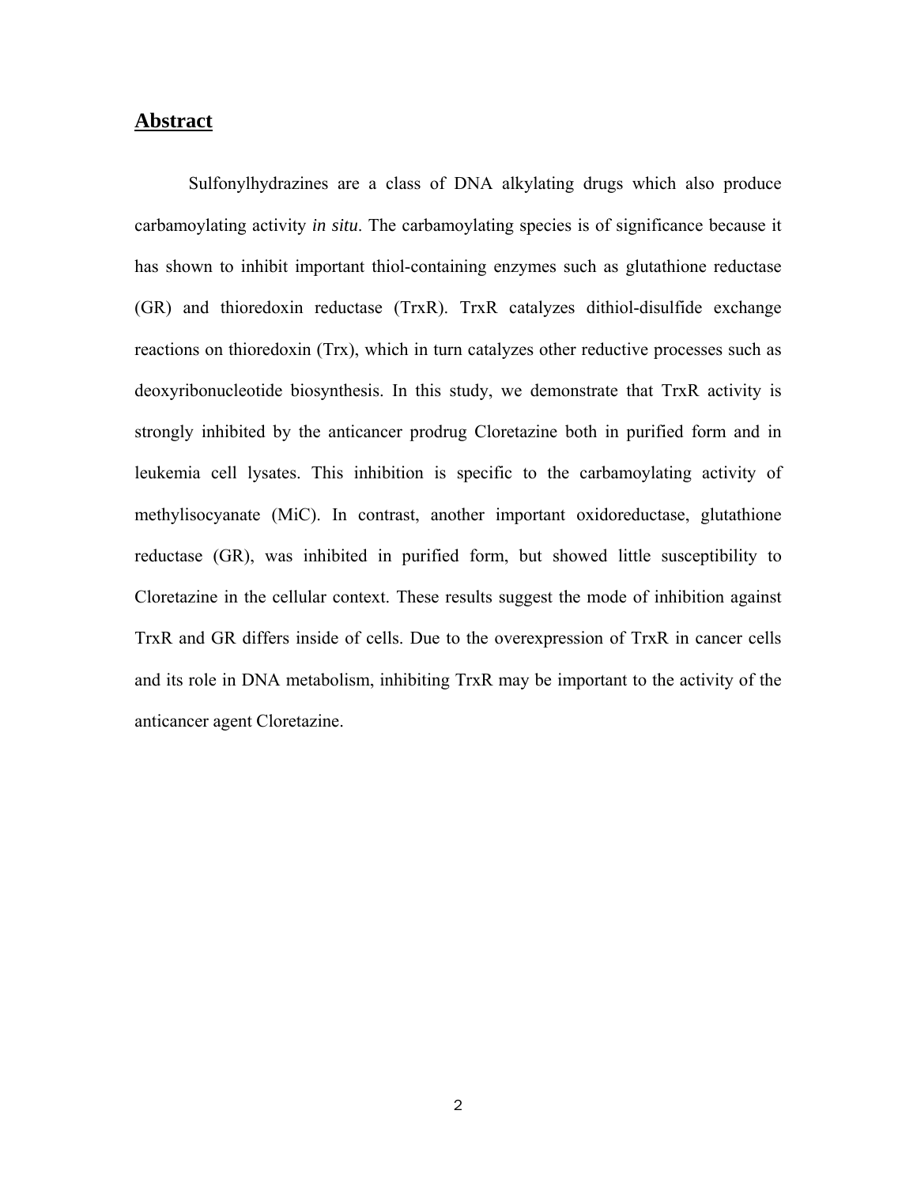## Abstract

Sulfonylhydrazines are a class of DNA alkylating drugs which also produce carbamoylating activity *in situ*. The carbamoylating species is of significance because it has shown to inhibit important thiol-containing enzymes such as glutathione reductase (GR) and thioredoxin reductase (TrxR). TrxR catalyzes dithiol-disulfide exchange reactions on thioredoxin (Trx), which in turn catalyzes other reductive processes such as deoxyribonucleotide biosynthesis. In this study, we demonstrate that TrxR activity is strongly inhibited by the anticancer prodrug Cloretazine both in purified form and in leukemia cell lysates. This inhibition is specific to the carbamoylating activity of methylisocyanate (MiC). In contrast, another important oxidoreductase, glutathione reductase (GR), was inhibited in purified form, but showed little susceptibility to Cloretazine in the cellular context. These results suggest the mode of inhibition against TrxR and GR differs inside of cells. Due to the overexpression of TrxR in cancer cells and its role in DNA metabolism, inhibiting TrxR may be important to the activity of the anticancer agent Cloretazine.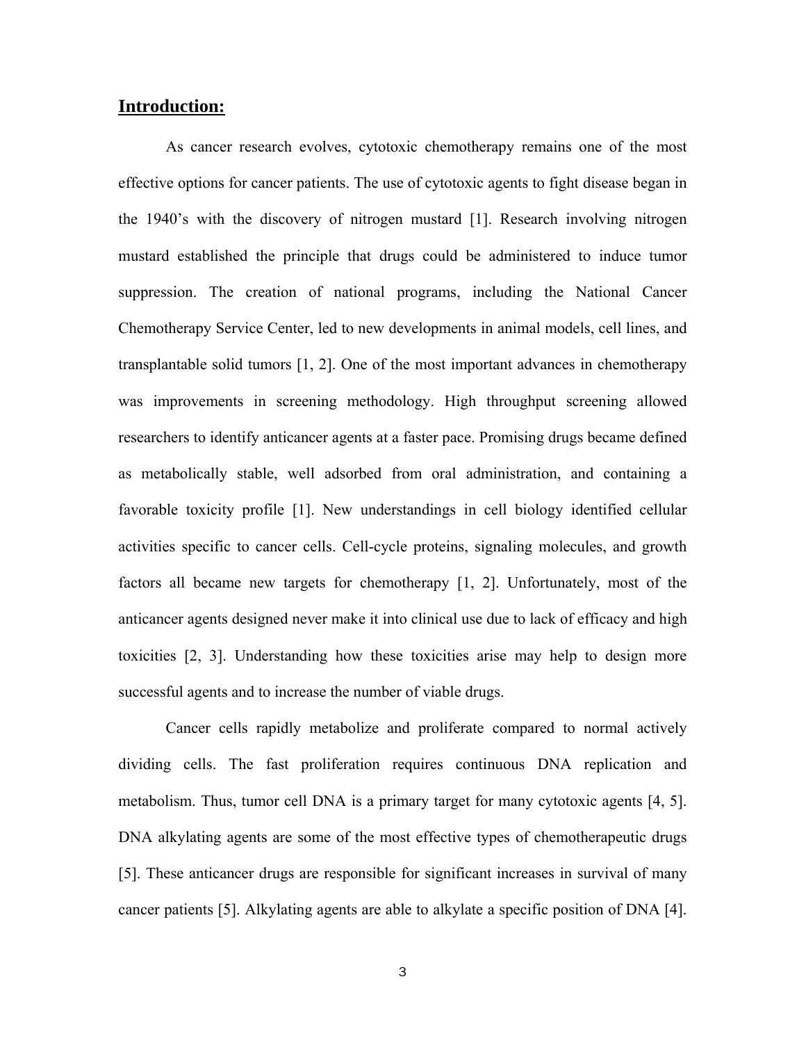## Introduction:

As cancer research evolves, cytotoxic chemotherapy remains one of the most effective options for cancer patients. The use of cytotoxic agents to fight disease began in the 1940's with the discovery of nitrogen mustard [1]. Research involving nitrogen mustard established the principle that drugs could be administered to induce tumor suppression. The creation of national programs, including the National Cancer Chemotherapy Service Center, led to new developments in animal models, cell lines, and transplantable solid tumors [1, 2]. One of the most important advances in chemotherapy was improvements in screening methodology. High throughput screening allowed researchers to identify anticancer agents at a faster pace. Promising drugs became defined as metabolically stable, well adsorbed from oral administration, and containing a favorable toxicity profile [1]. New understandings in cell biology identified cellular activities specific to cancer cells. Cell-cycle proteins, signaling molecules, and growth factors all became new targets for chemotherapy [1, 2]. Unfortunately, most of the anticancer agents designed never make it into clinical use due to lack of efficacy and high toxicities [2, 3]. Understanding how these toxicities arise may help to design more successful agents and to increase the number of viable drugs.

Cancer cells rapidly metabolize and proliferate compared to normal actively dividing cells. The fast proliferation requires continuous DNA replication and metabolism. Thus, tumor cell DNA is a primary target for many cytotoxic agents [4, 5]. DNA alkylating agents are some of the most effective types of chemotherapeutic drugs [5]. These anticancer drugs are responsible for significant increases in survival of many cancer patients [5]. Alkylating agents are able to alkylate a specific position of DNA [4].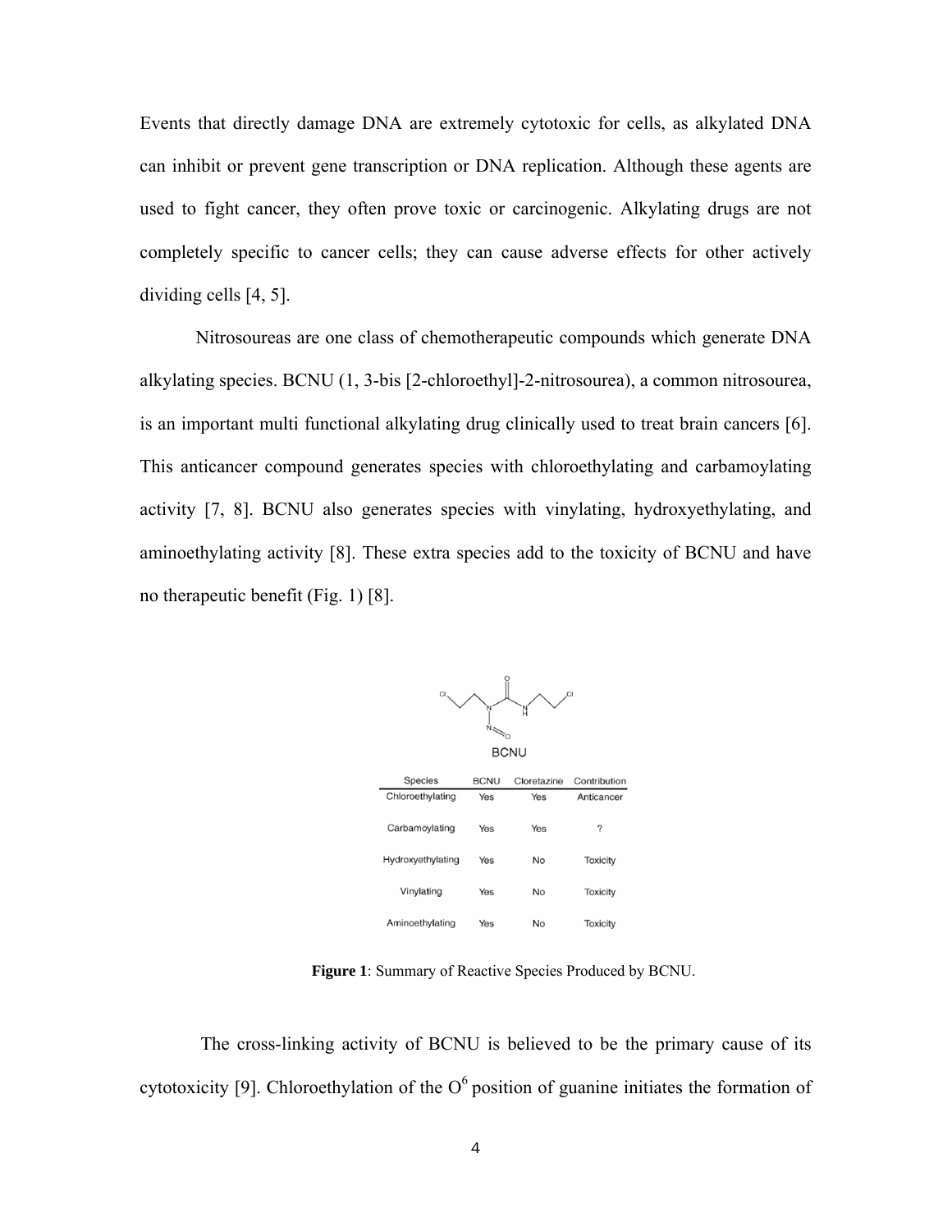Events that directly damage DNA are extremely cytotoxic for cells, as alkylated DNA can inhibit or prevent gene transcription or DNA replication. Although these agents are used to fight cancer, they often prove toxic or carcinogenic. Alkylating drugs are not completely specific to cancer cells; they can cause adverse effects for other actively dividing cells [4, 5].

Nitrosoureas are one class of chemotherapeutic compounds which generate DNA alkylating species. BCNU (1, 3-bis [2-chloroethyl]-2-nitrosourea), a common nitrosourea, is an important multi functional alkylating drug clinically used to treat brain cancers [6]. This anticancer compound generates species with chloroethylating and carbamoylating activity [7, 8]. BCNU also generates species with vinylating, hydroxyethylating, and aminoethylating activity [8]. These extra species add to the toxicity of BCNU and have no therapeutic benefit (Fig. 1) [8].

BCNU

| Species | BCNU | Cloretazine | Contribution |
|---|---|---|---|
| Chloroethylating | Yes | Yes | Anticancer |
| Carbamoylating | Yes | Yes | ? |
| Hydroxyethylating | Yes | No | Toxicity |
| Vinylating | Yes | No | Toxicity |
| Aminoethylating | Yes | No | Toxicity |

**Figure 1**: Summary of Reactive Species Produced by BCNU.

The cross-linking activity of BCNU is believed to be the primary cause of its cytotoxicity [9]. Chloroethylation of the $O^6$ position of guanine initiates the formation of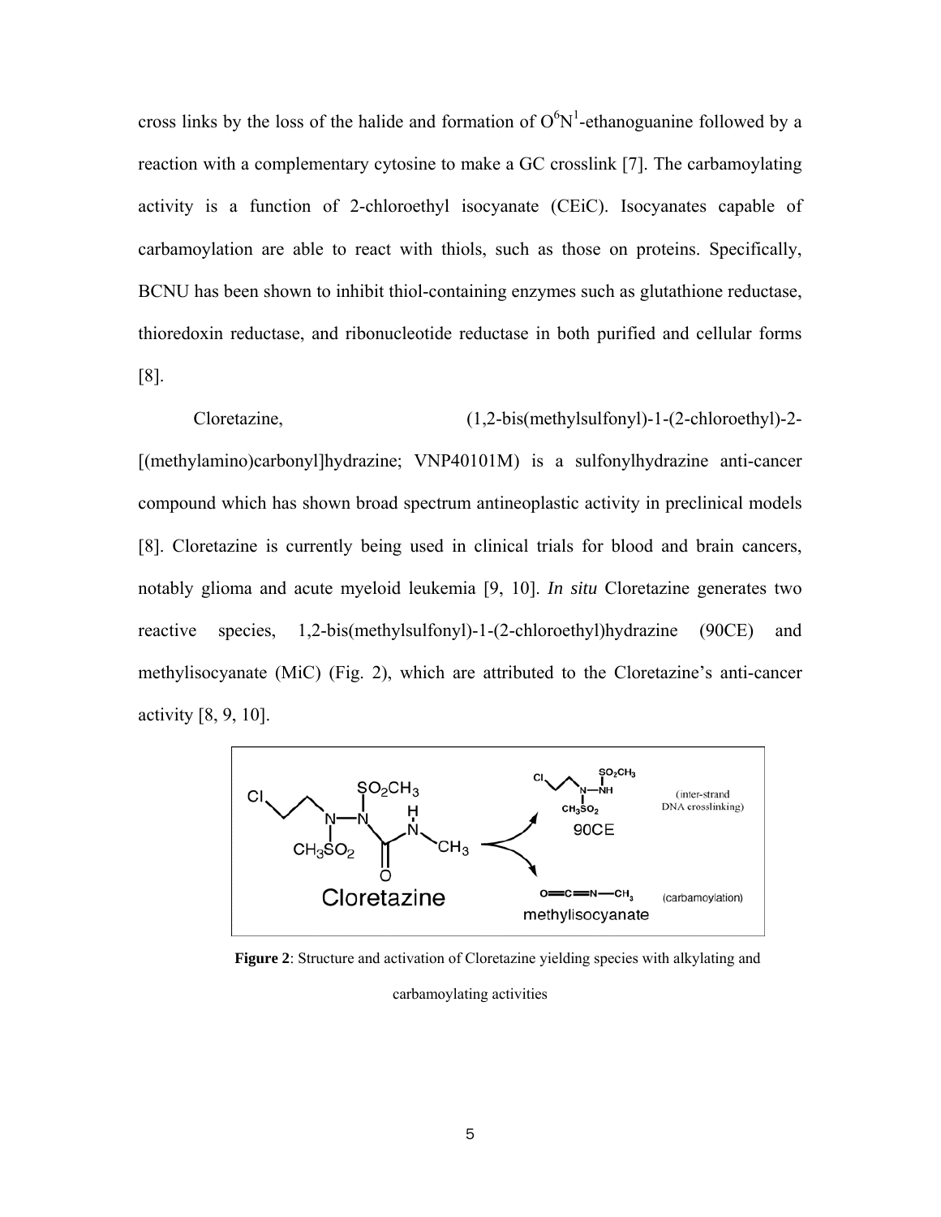cross links by the loss of the halide and formation of $O^6N^1$-ethanoguanine followed by a reaction with a complementary cytosine to make a GC crosslink [7]. The carbamoylating activity is a function of 2-chloroethyl isocyanate (CEiC). Isocyanates capable of carbamoylation are able to react with thiols, such as those on proteins. Specifically, BCNU has been shown to inhibit thiol-containing enzymes such as glutathione reductase, thioredoxin reductase, and ribonucleotide reductase in both purified and cellular forms [8].

Cloretazine, (1,2-bis(methylsulfonyl)-1-(2-chloroethyl)-2-[(methylamino)carbonyl]hydrazine; VNP40101M) is a sulfonylhydrazine anti-cancer compound which has shown broad spectrum antineoplastic activity in preclinical models [8]. Cloretazine is currently being used in clinical trials for blood and brain cancers, notably glioma and acute myeloid leukemia [9, 10]. *In situ* Cloretazine generates two reactive species, 1,2-bis(methylsulfonyl)-1-(2-chloroethyl)hydrazine (90CE) and methylisocyanate (MiC) (Fig. 2), which are attributed to the Cloretazine's anti-cancer activity [8, 9, 10].

**Figure 2**: Structure and activation of Cloretazine yielding species with alkylating and carbamoylating activities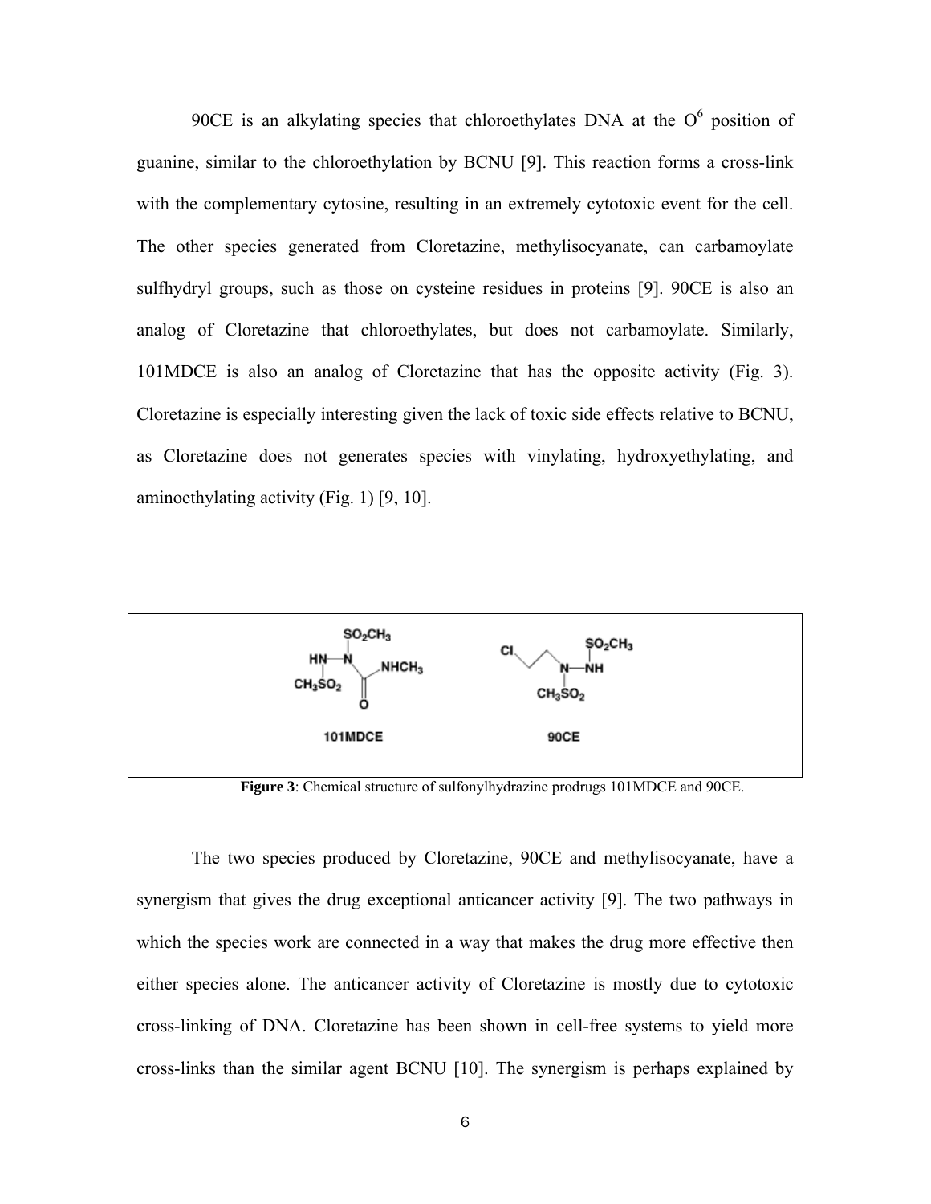90CE is an alkylating species that chloroethylates DNA at the $O^6$ position of guanine, similar to the chloroethylation by BCNU [9]. This reaction forms a cross-link with the complementary cytosine, resulting in an extremely cytotoxic event for the cell. The other species generated from Cloretazine, methylisocyanate, can carbamoylate sulfhydryl groups, such as those on cysteine residues in proteins [9]. 90CE is also an analog of Cloretazine that chloroethylates, but does not carbamoylate. Similarly, 101MDCE is also an analog of Cloretazine that has the opposite activity (Fig. 3). Cloretazine is especially interesting given the lack of toxic side effects relative to BCNU, as Cloretazine does not generates species with vinylating, hydroxyethylating, and aminoethylating activity (Fig. 1) [9, 10].

**Figure 3**: Chemical structure of sulfonylhydrazine prodrugs 101MDCE and 90CE.

The two species produced by Cloretazine, 90CE and methylisocyanate, have a synergism that gives the drug exceptional anticancer activity [9]. The two pathways in which the species work are connected in a way that makes the drug more effective then either species alone. The anticancer activity of Cloretazine is mostly due to cytotoxic cross-linking of DNA. Cloretazine has been shown in cell-free systems to yield more cross-links than the similar agent BCNU [10]. The synergism is perhaps explained by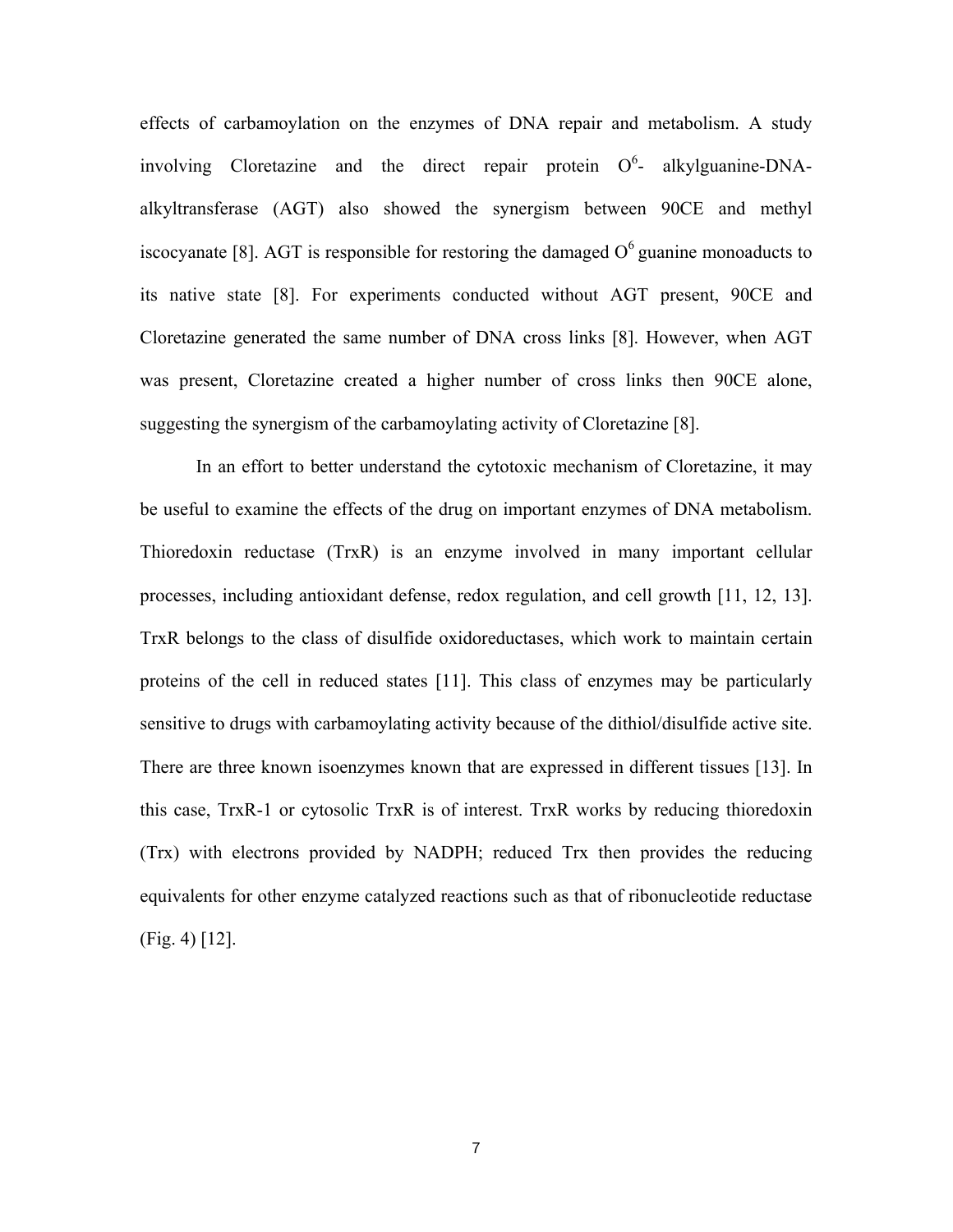effects of carbamoylation on the enzymes of DNA repair and metabolism. A study involving Cloretazine and the direct repair protein $O^6$- alkylguanine-DNA-alkyltransferase (AGT) also showed the synergism between 90CE and methyl iscocyanate [8]. AGT is responsible for restoring the damaged $O^6$ guanine monoaducts to its native state [8]. For experiments conducted without AGT present, 90CE and Cloretazine generated the same number of DNA cross links [8]. However, when AGT was present, Cloretazine created a higher number of cross links then 90CE alone, suggesting the synergism of the carbamoylating activity of Cloretazine [8].

In an effort to better understand the cytotoxic mechanism of Cloretazine, it may be useful to examine the effects of the drug on important enzymes of DNA metabolism. Thioredoxin reductase (TrxR) is an enzyme involved in many important cellular processes, including antioxidant defense, redox regulation, and cell growth [11, 12, 13]. TrxR belongs to the class of disulfide oxidoreductases, which work to maintain certain proteins of the cell in reduced states [11]. This class of enzymes may be particularly sensitive to drugs with carbamoylating activity because of the dithiol/disulfide active site. There are three known isoenzymes known that are expressed in different tissues [13]. In this case, TrxR-1 or cytosolic TrxR is of interest. TrxR works by reducing thioredoxin (Trx) with electrons provided by NADPH; reduced Trx then provides the reducing equivalents for other enzyme catalyzed reactions such as that of ribonucleotide reductase (Fig. 4) [12].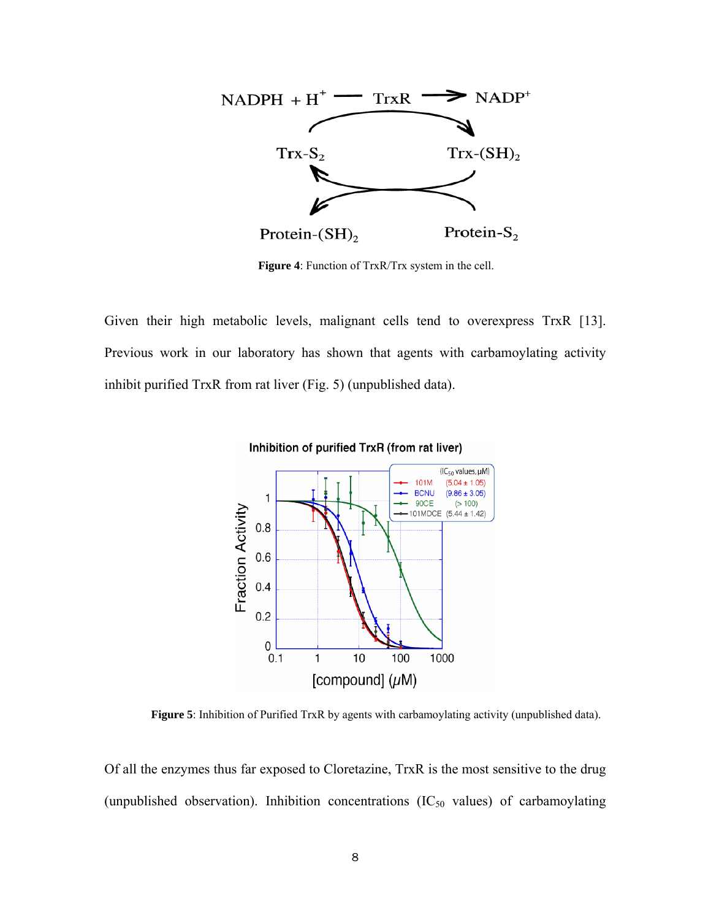Figure 4: Function of TrxR/Trx system in the cell.

Given their high metabolic levels, malignant cells tend to overexpress TrxR [13]. Previous work in our laboratory has shown that agents with carbamoylating activity inhibit purified TrxR from rat liver (Fig. 5) (unpublished data).

Figure 5: Inhibition of Purified TrxR by agents with carbamoylating activity (unpublished data).

Of all the enzymes thus far exposed to Cloretazine, TrxR is the most sensitive to the drug (unpublished observation). Inhibition concentrations ($IC_{50}$ values) of carbamoylating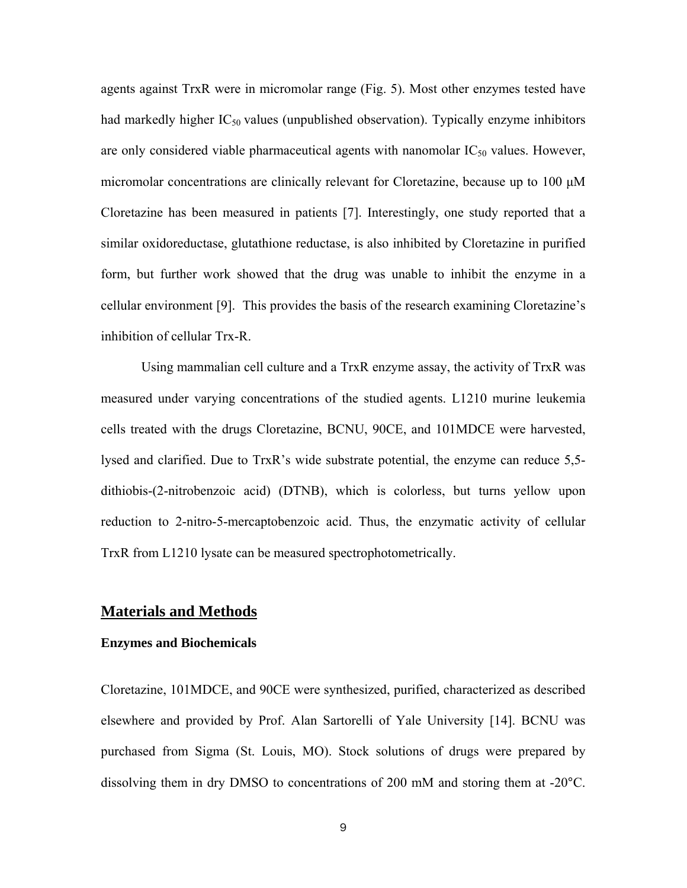agents against TrxR were in micromolar range (Fig. 5). Most other enzymes tested have had markedly higher $IC_{50}$ values (unpublished observation). Typically enzyme inhibitors are only considered viable pharmaceutical agents with nanomolar $IC_{50}$ values. However, micromolar concentrations are clinically relevant for Cloretazine, because up to 100 μM Cloretazine has been measured in patients [7]. Interestingly, one study reported that a similar oxidoreductase, glutathione reductase, is also inhibited by Cloretazine in purified form, but further work showed that the drug was unable to inhibit the enzyme in a cellular environment [9]. This provides the basis of the research examining Cloretazine's inhibition of cellular Trx-R.

Using mammalian cell culture and a TrxR enzyme assay, the activity of TrxR was measured under varying concentrations of the studied agents. L1210 murine leukemia cells treated with the drugs Cloretazine, BCNU, 90CE, and 101MDCE were harvested, lysed and clarified. Due to TrxR's wide substrate potential, the enzyme can reduce 5,5-dithiobis-(2-nitrobenzoic acid) (DTNB), which is colorless, but turns yellow upon reduction to 2-nitro-5-mercaptobenzoic acid. Thus, the enzymatic activity of cellular TrxR from L1210 lysate can be measured spectrophotometrically.

## Materials and Methods

### Enzymes and Biochemicals

Cloretazine, 101MDCE, and 90CE were synthesized, purified, characterized as described elsewhere and provided by Prof. Alan Sartorelli of Yale University [14]. BCNU was purchased from Sigma (St. Louis, MO). Stock solutions of drugs were prepared by dissolving them in dry DMSO to concentrations of 200 mM and storing them at -20°C.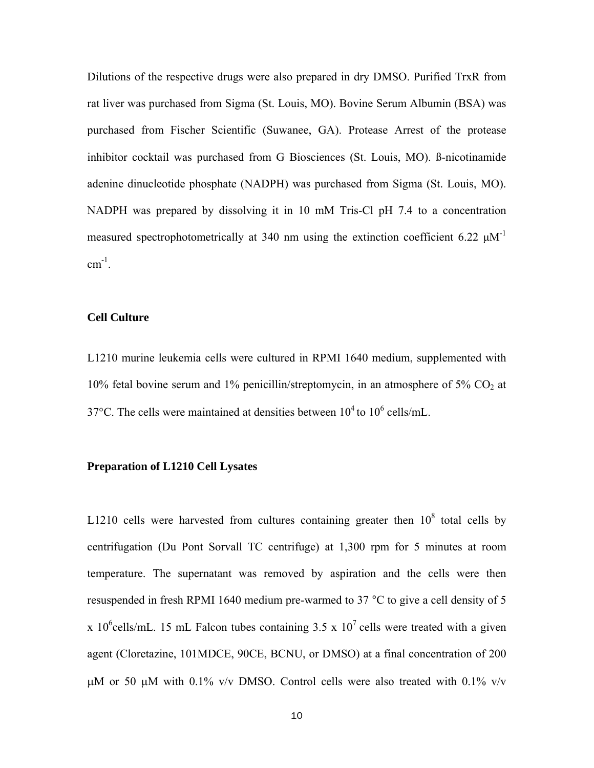Dilutions of the respective drugs were also prepared in dry DMSO. Purified TrxR from rat liver was purchased from Sigma (St. Louis, MO). Bovine Serum Albumin (BSA) was purchased from Fischer Scientific (Suwanee, GA). Protease Arrest of the protease inhibitor cocktail was purchased from G Biosciences (St. Louis, MO). ß-nicotinamide adenine dinucleotide phosphate (NADPH) was purchased from Sigma (St. Louis, MO). NADPH was prepared by dissolving it in 10 mM Tris-Cl pH 7.4 to a concentration measured spectrophotometrically at 340 nm using the extinction coefficient 6.22 $\mu M^{-1}$ $cm^{-1}$.

### Cell Culture

L1210 murine leukemia cells were cultured in RPMI 1640 medium, supplemented with 10% fetal bovine serum and 1% penicillin/streptomycin, in an atmosphere of 5% $CO_2$ at 37°C. The cells were maintained at densities between $10^4$ to $10^6$ cells/mL.

### Preparation of L1210 Cell Lysates

L1210 cells were harvested from cultures containing greater then $10^8$ total cells by centrifugation (Du Pont Sorvall TC centrifuge) at 1,300 rpm for 5 minutes at room temperature. The supernatant was removed by aspiration and the cells were then resuspended in fresh RPMI 1640 medium pre-warmed to 37 °C to give a cell density of 5 x $10^6$cells/mL. 15 mL Falcon tubes containing 3.5 x $10^7$ cells were treated with a given agent (Cloretazine, 101MDCE, 90CE, BCNU, or DMSO) at a final concentration of 200 μM or 50 μM with 0.1% v/v DMSO. Control cells were also treated with 0.1% v/v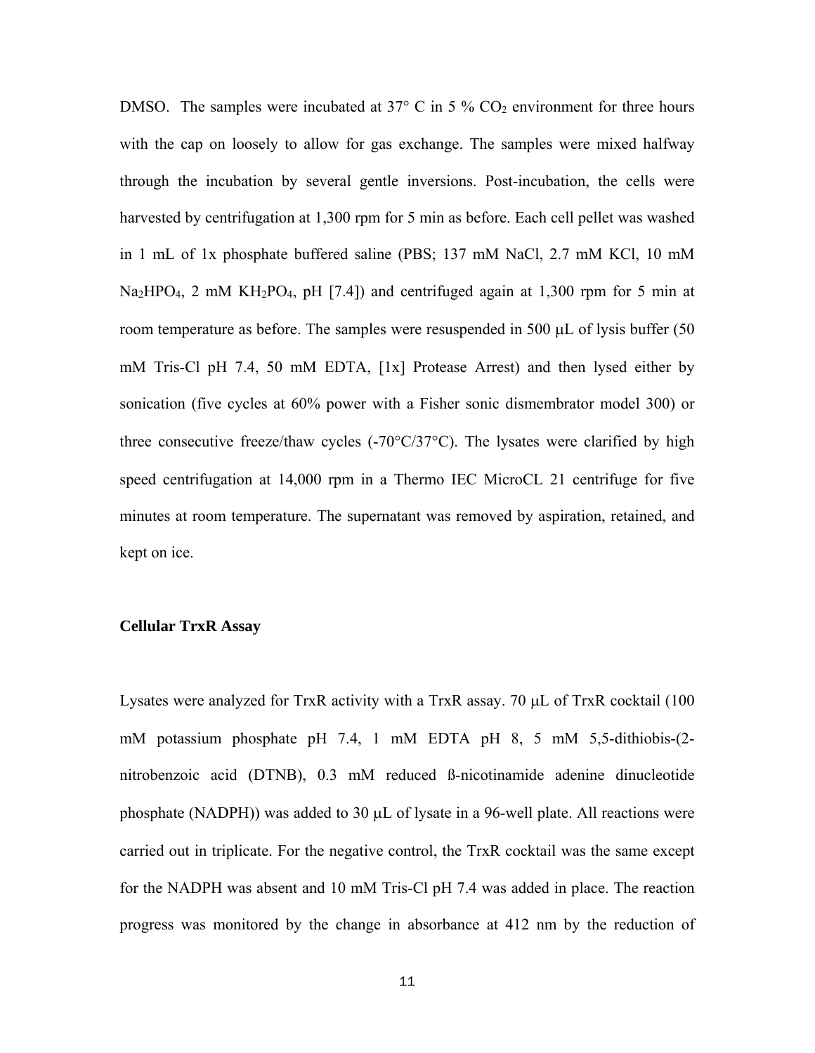DMSO. The samples were incubated at 37° C in 5 % $CO_2$ environment for three hours with the cap on loosely to allow for gas exchange. The samples were mixed halfway through the incubation by several gentle inversions. Post-incubation, the cells were harvested by centrifugation at 1,300 rpm for 5 min as before. Each cell pellet was washed in 1 mL of 1x phosphate buffered saline (PBS; 137 mM NaCl, 2.7 mM KCl, 10 mM $Na_2HPO_4$, 2 mM $KH_2PO_4$, pH [7.4]) and centrifuged again at 1,300 rpm for 5 min at room temperature as before. The samples were resuspended in 500 μL of lysis buffer (50 mM Tris-Cl pH 7.4, 50 mM EDTA, [1x] Protease Arrest) and then lysed either by sonication (five cycles at 60% power with a Fisher sonic dismembrator model 300) or three consecutive freeze/thaw cycles (-70°C/37°C). The lysates were clarified by high speed centrifugation at 14,000 rpm in a Thermo IEC MicroCL 21 centrifuge for five minutes at room temperature. The supernatant was removed by aspiration, retained, and kept on ice.

**Cellular TrxR Assay**

Lysates were analyzed for TrxR activity with a TrxR assay. 70 μL of TrxR cocktail (100 mM potassium phosphate pH 7.4, 1 mM EDTA pH 8, 5 mM 5,5-dithiobis-(2-nitrobenzoic acid (DTNB), 0.3 mM reduced ß-nicotinamide adenine dinucleotide phosphate (NADPH)) was added to 30 μL of lysate in a 96-well plate. All reactions were carried out in triplicate. For the negative control, the TrxR cocktail was the same except for the NADPH was absent and 10 mM Tris-Cl pH 7.4 was added in place. The reaction progress was monitored by the change in absorbance at 412 nm by the reduction of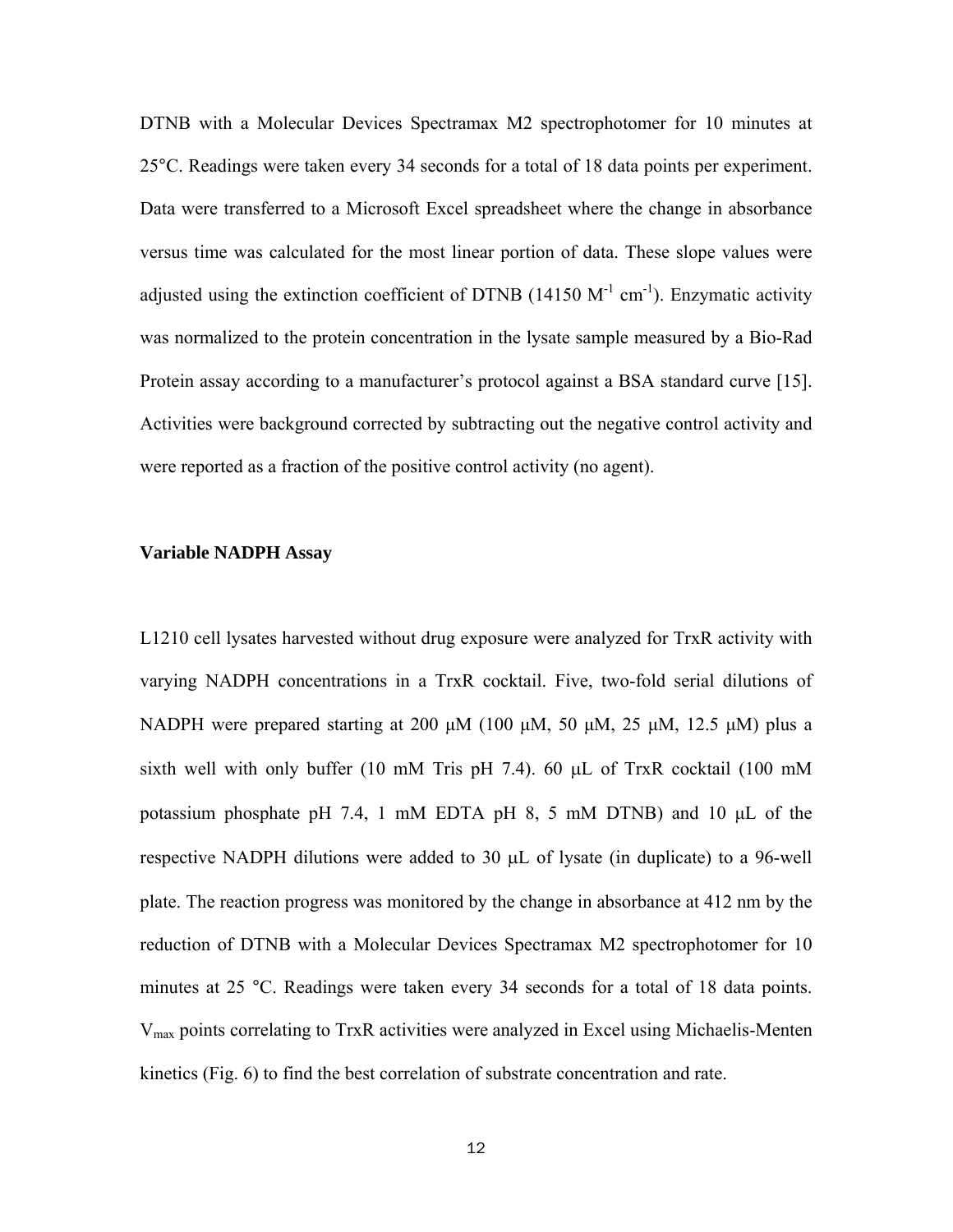DTNB with a Molecular Devices Spectramax M2 spectrophotomer for 10 minutes at 25°C. Readings were taken every 34 seconds for a total of 18 data points per experiment. Data were transferred to a Microsoft Excel spreadsheet where the change in absorbance versus time was calculated for the most linear portion of data. These slope values were adjusted using the extinction coefficient of DTNB (14150 $M^{-1}$ $cm^{-1}$). Enzymatic activity was normalized to the protein concentration in the lysate sample measured by a Bio-Rad Protein assay according to a manufacturer's protocol against a BSA standard curve [15]. Activities were background corrected by subtracting out the negative control activity and were reported as a fraction of the positive control activity (no agent).

**Variable NADPH Assay**

L1210 cell lysates harvested without drug exposure were analyzed for TrxR activity with varying NADPH concentrations in a TrxR cocktail. Five, two-fold serial dilutions of NADPH were prepared starting at 200 μM (100 μM, 50 μM, 25 μM, 12.5 μM) plus a sixth well with only buffer (10 mM Tris pH 7.4). 60 μL of TrxR cocktail (100 mM potassium phosphate pH 7.4, 1 mM EDTA pH 8, 5 mM DTNB) and 10 μL of the respective NADPH dilutions were added to 30 μL of lysate (in duplicate) to a 96-well plate. The reaction progress was monitored by the change in absorbance at 412 nm by the reduction of DTNB with a Molecular Devices Spectramax M2 spectrophotomer for 10 minutes at 25 °C. Readings were taken every 34 seconds for a total of 18 data points. $V_{max}$ points correlating to TrxR activities were analyzed in Excel using Michaelis-Menten kinetics (Fig. 6) to find the best correlation of substrate concentration and rate.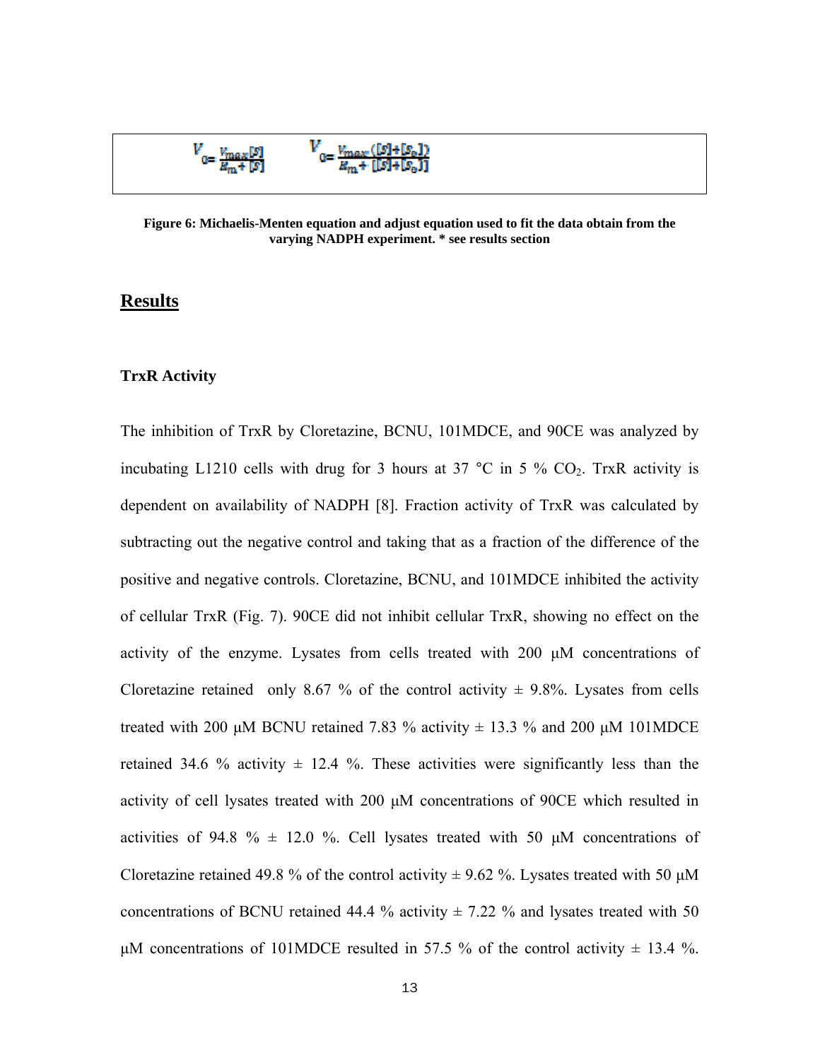$$V_0 = \frac{V_{max}[S]}{K_m + [S]} \qquad V_0 = \frac{V_{max}([S]+[S_0])}{K_m + ([S]+[S_0])}$$

**Figure 6: Michaelis-Menten equation and adjust equation used to fit the data obtain from the varying NADPH experiment. * see results section**

## Results

### TrxR Activity

The inhibition of TrxR by Cloretazine, BCNU, 101MDCE, and 90CE was analyzed by incubating L1210 cells with drug for 3 hours at 37 °C in 5 % $CO_2$. TrxR activity is dependent on availability of NADPH [8]. Fraction activity of TrxR was calculated by subtracting out the negative control and taking that as a fraction of the difference of the positive and negative controls. Cloretazine, BCNU, and 101MDCE inhibited the activity of cellular TrxR (Fig. 7). 90CE did not inhibit cellular TrxR, showing no effect on the activity of the enzyme. Lysates from cells treated with 200 μM concentrations of Cloretazine retained only 8.67 % of the control activity ± 9.8%. Lysates from cells treated with 200 μM BCNU retained 7.83 % activity ± 13.3 % and 200 μM 101MDCE retained 34.6 % activity ± 12.4 %. These activities were significantly less than the activity of cell lysates treated with 200 μM concentrations of 90CE which resulted in activities of 94.8 % ± 12.0 %. Cell lysates treated with 50 μM concentrations of Cloretazine retained 49.8 % of the control activity ± 9.62 %. Lysates treated with 50 μM concentrations of BCNU retained 44.4 % activity ± 7.22 % and lysates treated with 50 μM concentrations of 101MDCE resulted in 57.5 % of the control activity ± 13.4 %.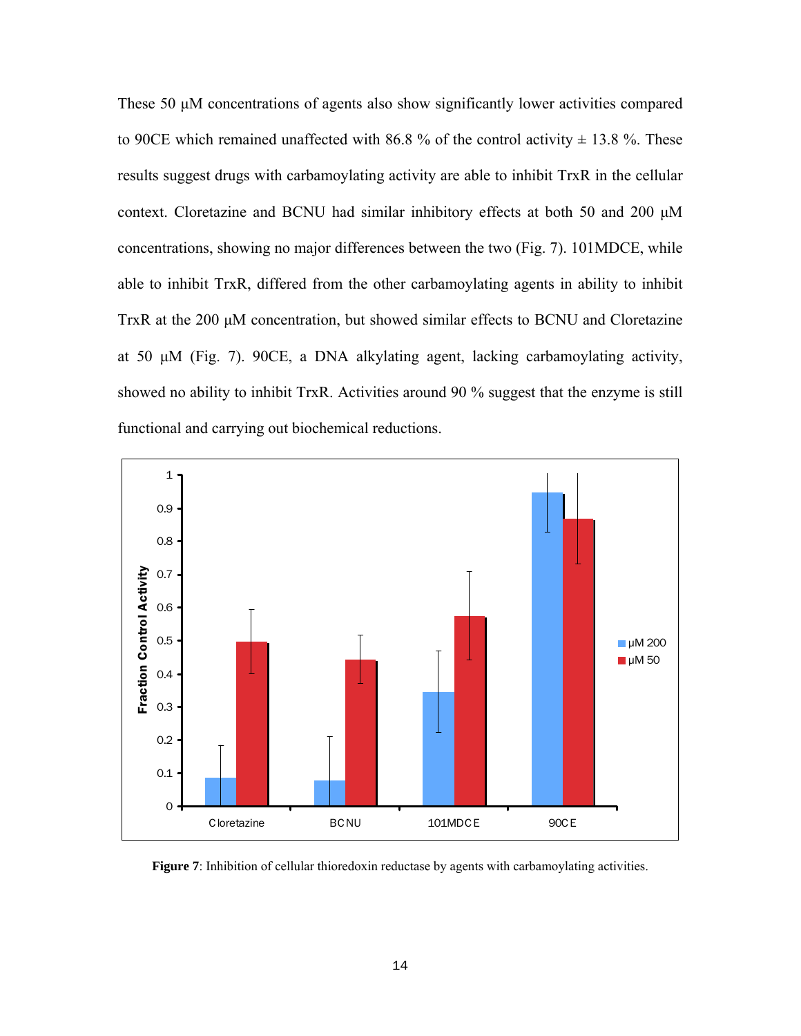These 50 μM concentrations of agents also show significantly lower activities compared to 90CE which remained unaffected with 86.8 % of the control activity ± 13.8 %. These results suggest drugs with carbamoylating activity are able to inhibit TrxR in the cellular context. Cloretazine and BCNU had similar inhibitory effects at both 50 and 200 μM concentrations, showing no major differences between the two (Fig. 7). 101MDCE, while able to inhibit TrxR, differed from the other carbamoylating agents in ability to inhibit TrxR at the 200 μM concentration, but showed similar effects to BCNU and Cloretazine at 50 μM (Fig. 7). 90CE, a DNA alkylating agent, lacking carbamoylating activity, showed no ability to inhibit TrxR. Activities around 90 % suggest that the enzyme is still functional and carrying out biochemical reductions.

**Figure 7**: Inhibition of cellular thioredoxin reductase by agents with carbamoylating activities.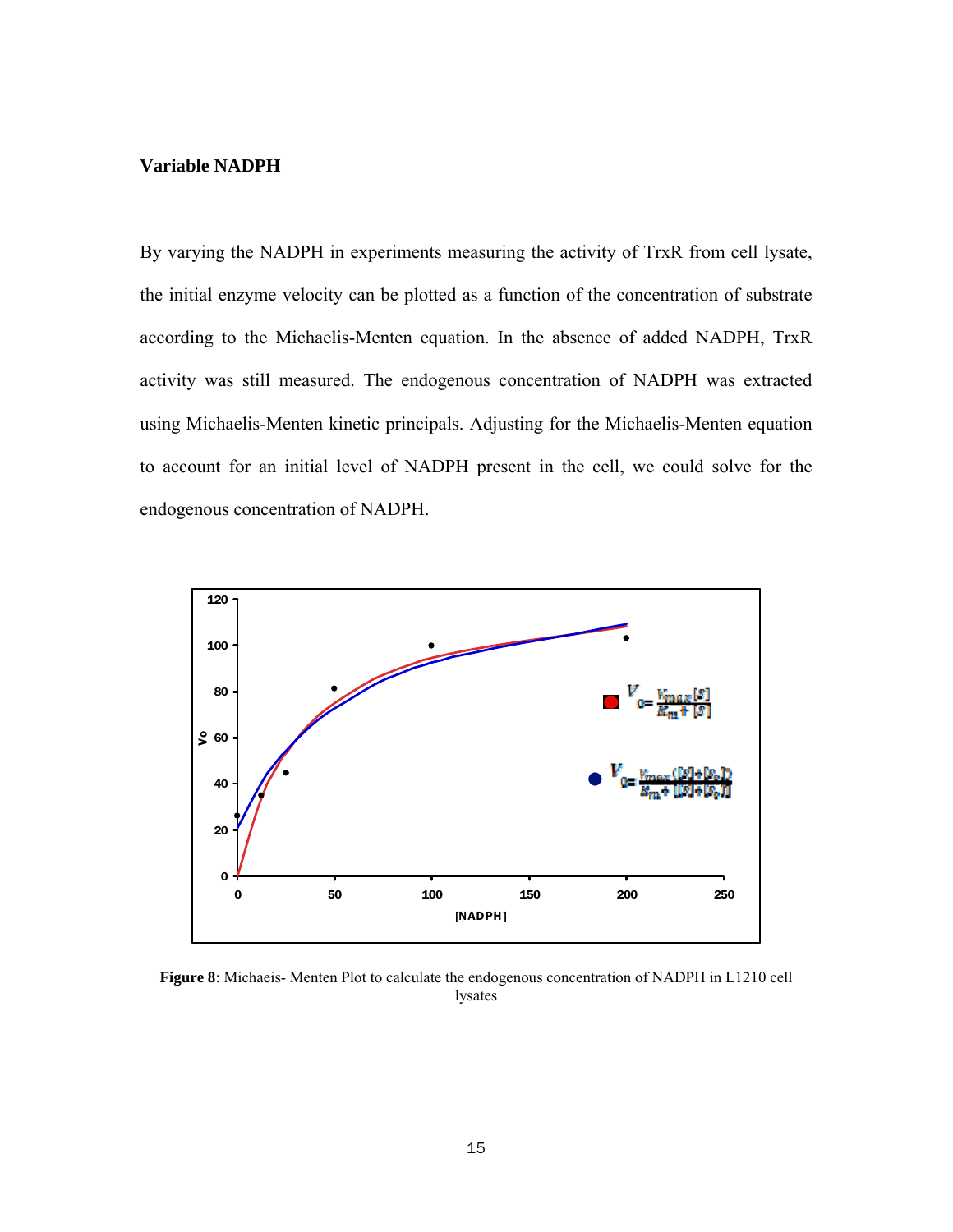### Variable NADPH

By varying the NADPH in experiments measuring the activity of TrxR from cell lysate, the initial enzyme velocity can be plotted as a function of the concentration of substrate according to the Michaelis-Menten equation. In the absence of added NADPH, TrxR activity was still measured. The endogenous concentration of NADPH was extracted using Michaelis-Menten kinetic principals. Adjusting for the Michaelis-Menten equation to account for an initial level of NADPH present in the cell, we could solve for the endogenous concentration of NADPH.

**Figure 8**: Michaeis- Menten Plot to calculate the endogenous concentration of NADPH in L1210 cell lysates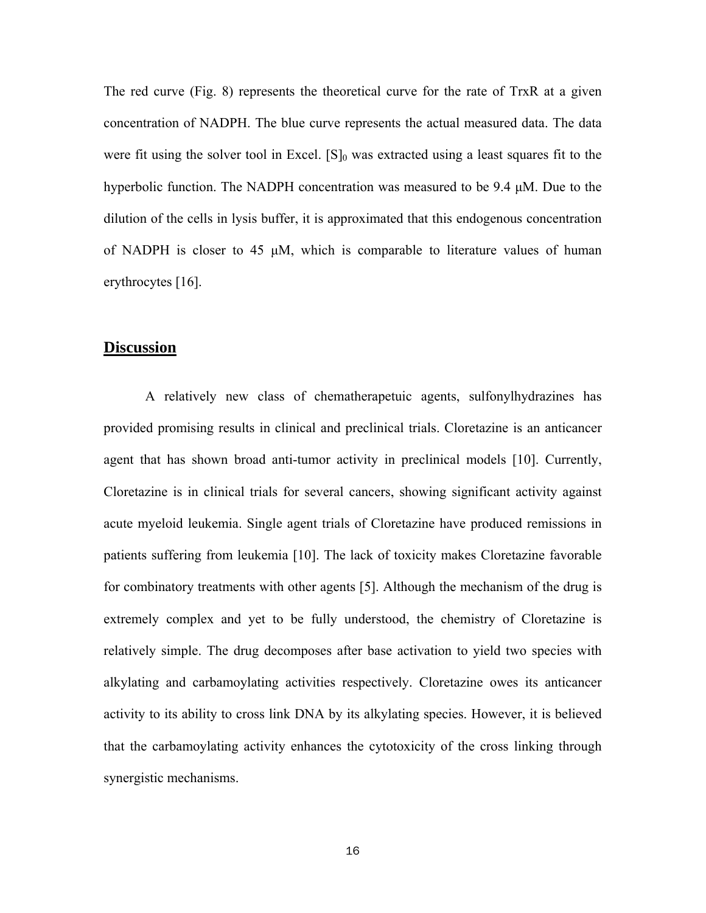The red curve (Fig. 8) represents the theoretical curve for the rate of TrxR at a given concentration of NADPH. The blue curve represents the actual measured data. The data were fit using the solver tool in Excel. $[S]_0$ was extracted using a least squares fit to the hyperbolic function. The NADPH concentration was measured to be 9.4 μM. Due to the dilution of the cells in lysis buffer, it is approximated that this endogenous concentration of NADPH is closer to 45 μM, which is comparable to literature values of human erythrocytes [16].

## Discussion

A relatively new class of chematherapetuic agents, sulfonylhydrazines has provided promising results in clinical and preclinical trials. Cloretazine is an anticancer agent that has shown broad anti-tumor activity in preclinical models [10]. Currently, Cloretazine is in clinical trials for several cancers, showing significant activity against acute myeloid leukemia. Single agent trials of Cloretazine have produced remissions in patients suffering from leukemia [10]. The lack of toxicity makes Cloretazine favorable for combinatory treatments with other agents [5]. Although the mechanism of the drug is extremely complex and yet to be fully understood, the chemistry of Cloretazine is relatively simple. The drug decomposes after base activation to yield two species with alkylating and carbamoylating activities respectively. Cloretazine owes its anticancer activity to its ability to cross link DNA by its alkylating species. However, it is believed that the carbamoylating activity enhances the cytotoxicity of the cross linking through synergistic mechanisms.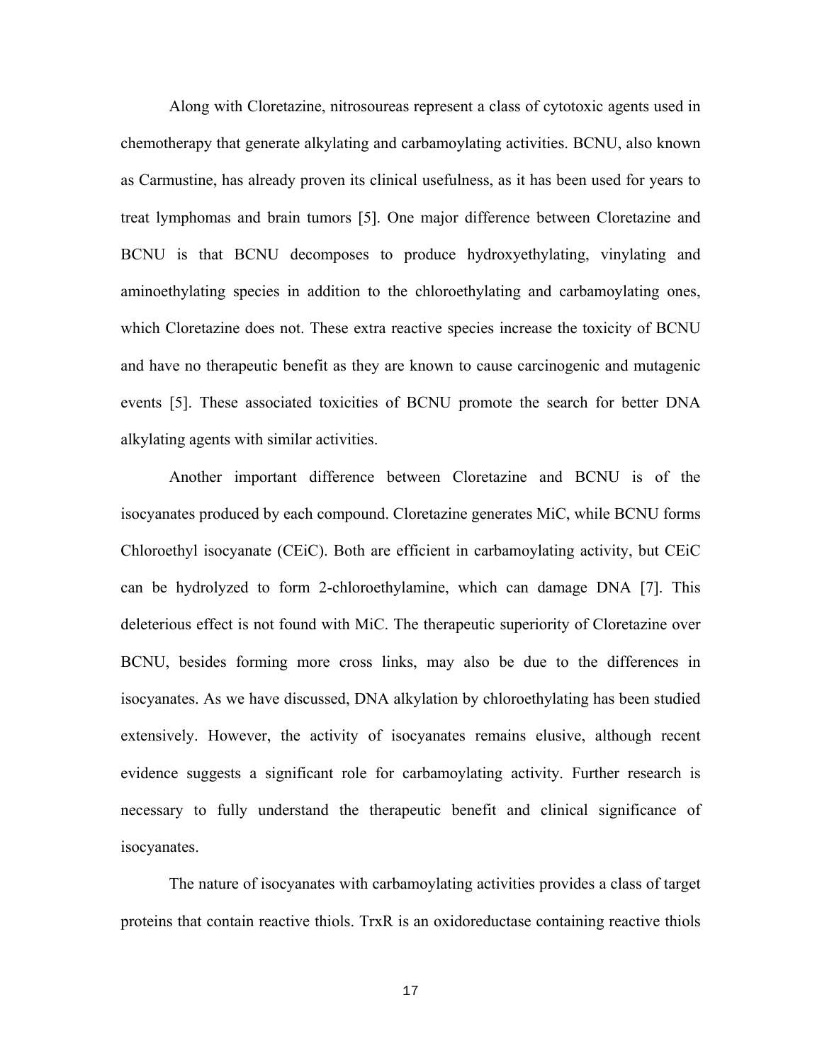Along with Cloretazine, nitrosoureas represent a class of cytotoxic agents used in chemotherapy that generate alkylating and carbamoylating activities. BCNU, also known as Carmustine, has already proven its clinical usefulness, as it has been used for years to treat lymphomas and brain tumors [5]. One major difference between Cloretazine and BCNU is that BCNU decomposes to produce hydroxyethylating, vinylating and aminoethylating species in addition to the chloroethylating and carbamoylating ones, which Cloretazine does not. These extra reactive species increase the toxicity of BCNU and have no therapeutic benefit as they are known to cause carcinogenic and mutagenic events [5]. These associated toxicities of BCNU promote the search for better DNA alkylating agents with similar activities.

Another important difference between Cloretazine and BCNU is of the isocyanates produced by each compound. Cloretazine generates MiC, while BCNU forms Chloroethyl isocyanate (CEiC). Both are efficient in carbamoylating activity, but CEiC can be hydrolyzed to form 2-chloroethylamine, which can damage DNA [7]. This deleterious effect is not found with MiC. The therapeutic superiority of Cloretazine over BCNU, besides forming more cross links, may also be due to the differences in isocyanates. As we have discussed, DNA alkylation by chloroethylating has been studied extensively. However, the activity of isocyanates remains elusive, although recent evidence suggests a significant role for carbamoylating activity. Further research is necessary to fully understand the therapeutic benefit and clinical significance of isocyanates.

The nature of isocyanates with carbamoylating activities provides a class of target proteins that contain reactive thiols. TrxR is an oxidoreductase containing reactive thiols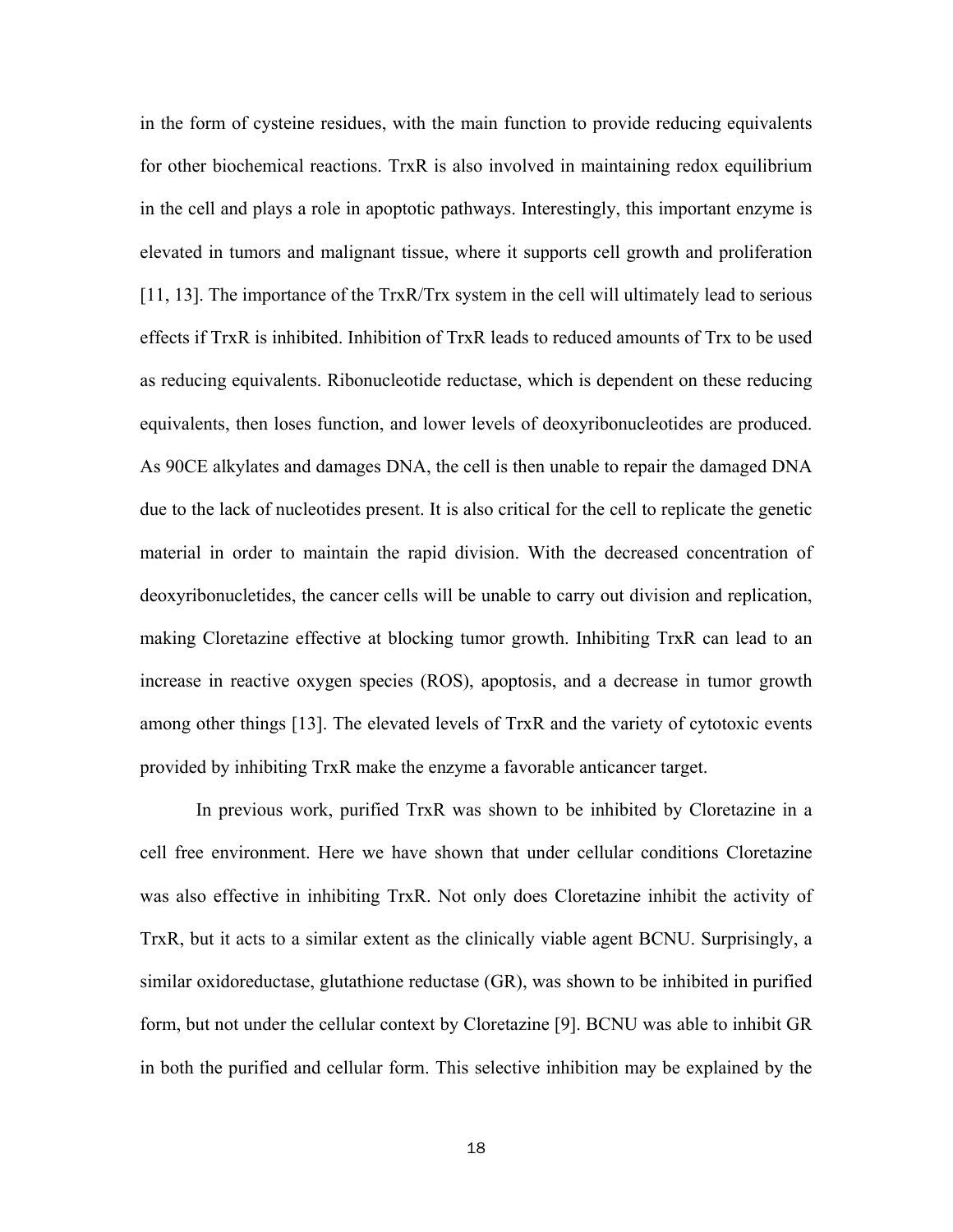in the form of cysteine residues, with the main function to provide reducing equivalents for other biochemical reactions. TrxR is also involved in maintaining redox equilibrium in the cell and plays a role in apoptotic pathways. Interestingly, this important enzyme is elevated in tumors and malignant tissue, where it supports cell growth and proliferation [11, 13]. The importance of the TrxR/Trx system in the cell will ultimately lead to serious effects if TrxR is inhibited. Inhibition of TrxR leads to reduced amounts of Trx to be used as reducing equivalents. Ribonucleotide reductase, which is dependent on these reducing equivalents, then loses function, and lower levels of deoxyribonucleotides are produced. As 90CE alkylates and damages DNA, the cell is then unable to repair the damaged DNA due to the lack of nucleotides present. It is also critical for the cell to replicate the genetic material in order to maintain the rapid division. With the decreased concentration of deoxyribonucletides, the cancer cells will be unable to carry out division and replication, making Cloretazine effective at blocking tumor growth. Inhibiting TrxR can lead to an increase in reactive oxygen species (ROS), apoptosis, and a decrease in tumor growth among other things [13]. The elevated levels of TrxR and the variety of cytotoxic events provided by inhibiting TrxR make the enzyme a favorable anticancer target.

In previous work, purified TrxR was shown to be inhibited by Cloretazine in a cell free environment. Here we have shown that under cellular conditions Cloretazine was also effective in inhibiting TrxR. Not only does Cloretazine inhibit the activity of TrxR, but it acts to a similar extent as the clinically viable agent BCNU. Surprisingly, a similar oxidoreductase, glutathione reductase (GR), was shown to be inhibited in purified form, but not under the cellular context by Cloretazine [9]. BCNU was able to inhibit GR in both the purified and cellular form. This selective inhibition may be explained by the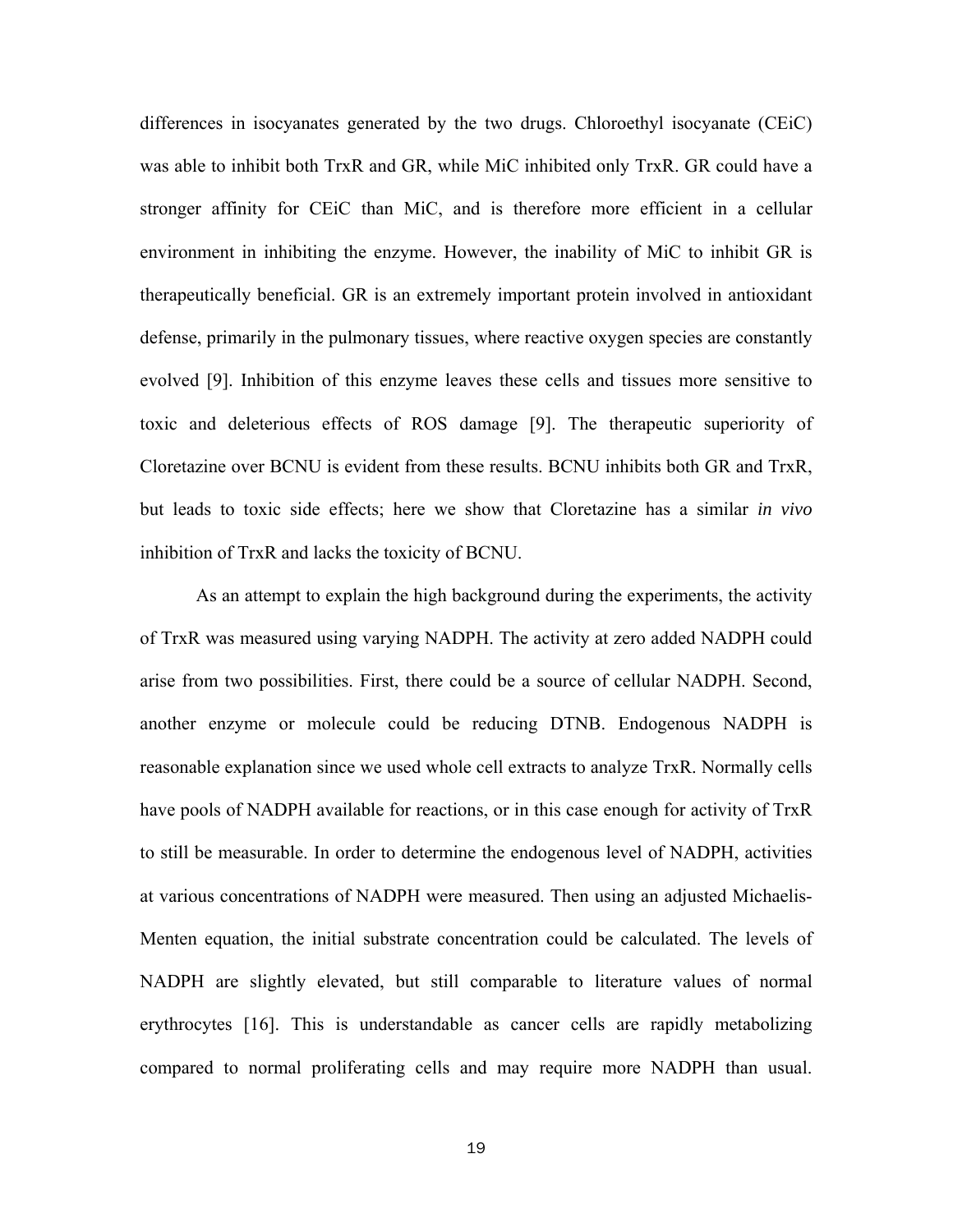differences in isocyanates generated by the two drugs. Chloroethyl isocyanate (CEiC) was able to inhibit both TrxR and GR, while MiC inhibited only TrxR. GR could have a stronger affinity for CEiC than MiC, and is therefore more efficient in a cellular environment in inhibiting the enzyme. However, the inability of MiC to inhibit GR is therapeutically beneficial. GR is an extremely important protein involved in antioxidant defense, primarily in the pulmonary tissues, where reactive oxygen species are constantly evolved [9]. Inhibition of this enzyme leaves these cells and tissues more sensitive to toxic and deleterious effects of ROS damage [9]. The therapeutic superiority of Cloretazine over BCNU is evident from these results. BCNU inhibits both GR and TrxR, but leads to toxic side effects; here we show that Cloretazine has a similar *in vivo* inhibition of TrxR and lacks the toxicity of BCNU.

As an attempt to explain the high background during the experiments, the activity of TrxR was measured using varying NADPH. The activity at zero added NADPH could arise from two possibilities. First, there could be a source of cellular NADPH. Second, another enzyme or molecule could be reducing DTNB. Endogenous NADPH is reasonable explanation since we used whole cell extracts to analyze TrxR. Normally cells have pools of NADPH available for reactions, or in this case enough for activity of TrxR to still be measurable. In order to determine the endogenous level of NADPH, activities at various concentrations of NADPH were measured. Then using an adjusted Michaelis-Menten equation, the initial substrate concentration could be calculated. The levels of NADPH are slightly elevated, but still comparable to literature values of normal erythrocytes [16]. This is understandable as cancer cells are rapidly metabolizing compared to normal proliferating cells and may require more NADPH than usual.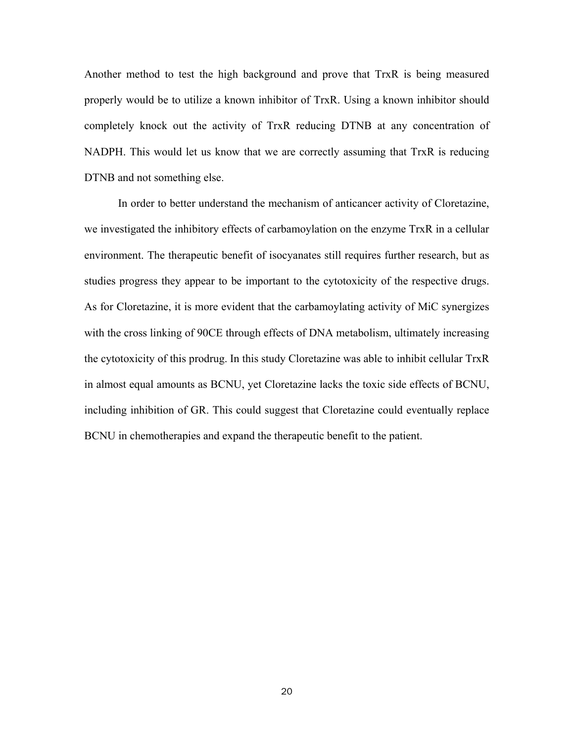Another method to test the high background and prove that TrxR is being measured properly would be to utilize a known inhibitor of TrxR. Using a known inhibitor should completely knock out the activity of TrxR reducing DTNB at any concentration of NADPH. This would let us know that we are correctly assuming that TrxR is reducing DTNB and not something else.

In order to better understand the mechanism of anticancer activity of Cloretazine, we investigated the inhibitory effects of carbamoylation on the enzyme TrxR in a cellular environment. The therapeutic benefit of isocyanates still requires further research, but as studies progress they appear to be important to the cytotoxicity of the respective drugs. As for Cloretazine, it is more evident that the carbamoylating activity of MiC synergizes with the cross linking of 90CE through effects of DNA metabolism, ultimately increasing the cytotoxicity of this prodrug. In this study Cloretazine was able to inhibit cellular TrxR in almost equal amounts as BCNU, yet Cloretazine lacks the toxic side effects of BCNU, including inhibition of GR. This could suggest that Cloretazine could eventually replace BCNU in chemotherapies and expand the therapeutic benefit to the patient.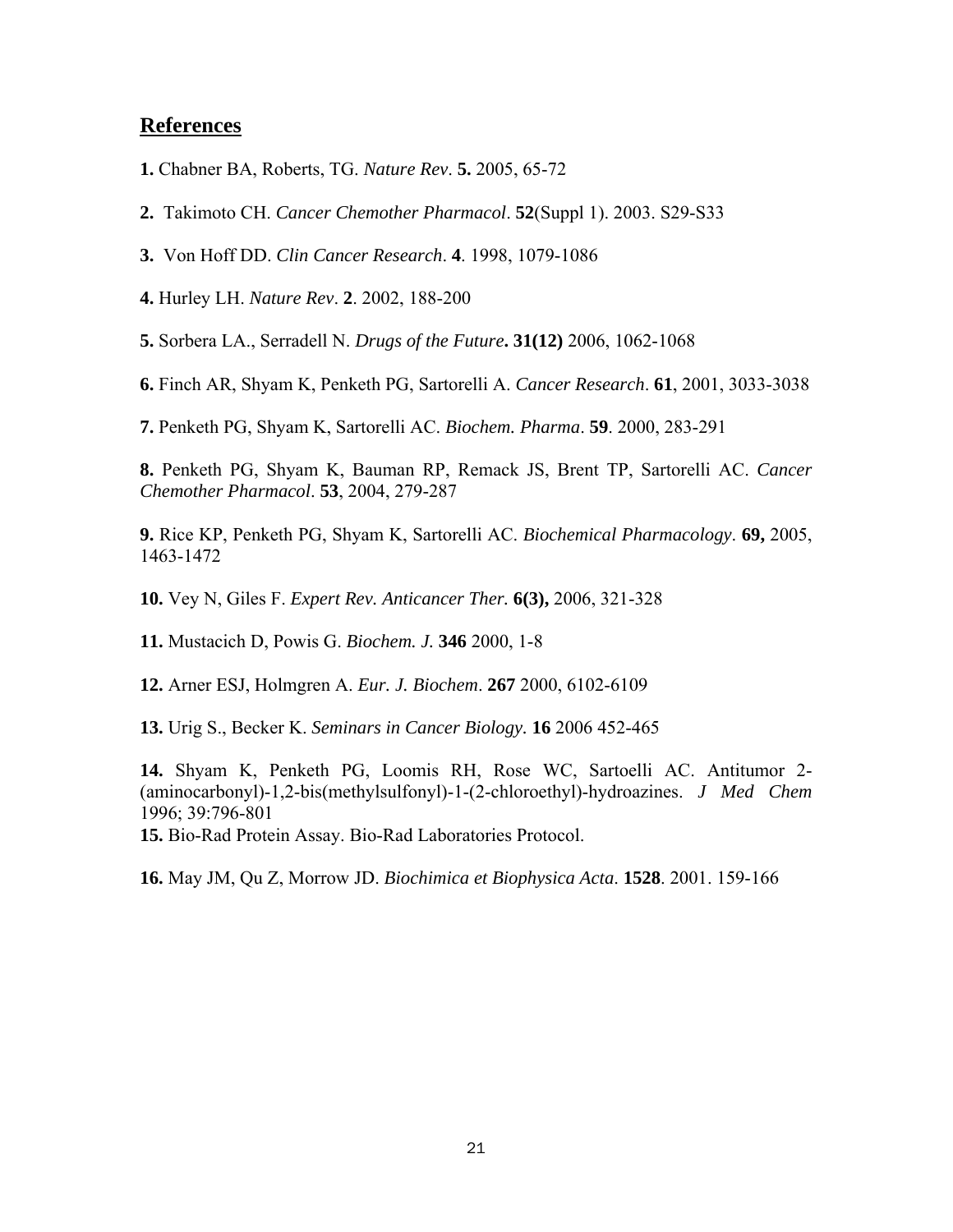## References

**1.** Chabner BA, Roberts, TG. *Nature Rev*. **5.** 2005, 65-72

**2.** Takimoto CH. *Cancer Chemother Pharmacol*. **52**(Suppl 1). 2003. S29-S33

**3.** Von Hoff DD. *Clin Cancer Research*. **4**. 1998, 1079-1086

**4.** Hurley LH. *Nature Rev*. **2**. 2002, 188-200

**5.** Sorbera LA., Serradell N. *Drugs of the Future***. 31(12)** 2006, 1062-1068

**6.** Finch AR, Shyam K, Penketh PG, Sartorelli A. *Cancer Research*. **61**, 2001, 3033-3038

**7.** Penketh PG, Shyam K, Sartorelli AC. *Biochem. Pharma*. **59**. 2000, 283-291

**8.** Penketh PG, Shyam K, Bauman RP, Remack JS, Brent TP, Sartorelli AC. *Cancer Chemother Pharmacol*. **53**, 2004, 279-287

**9.** Rice KP, Penketh PG, Shyam K, Sartorelli AC. *Biochemical Pharmacology*. **69,** 2005, 1463-1472

**10.** Vey N, Giles F. *Expert Rev. Anticancer Ther.* **6(3),** 2006, 321-328

**11.** Mustacich D, Powis G. *Biochem. J.* **346** 2000, 1-8

**12.** Arner ESJ, Holmgren A. *Eur. J. Biochem*. **267** 2000, 6102-6109

**13.** Urig S., Becker K. *Seminars in Cancer Biology.* **16** 2006 452-465

**14.** Shyam K, Penketh PG, Loomis RH, Rose WC, Sartoelli AC. Antitumor 2-(aminocarbonyl)-1,2-bis(methylsulfonyl)-1-(2-chloroethyl)-hydroazines. *J Med Chem* 1996; 39:796-801

**15.** Bio-Rad Protein Assay. Bio-Rad Laboratories Protocol.

**16.** May JM, Qu Z, Morrow JD. *Biochimica et Biophysica Acta*. **1528**. 2001. 159-166